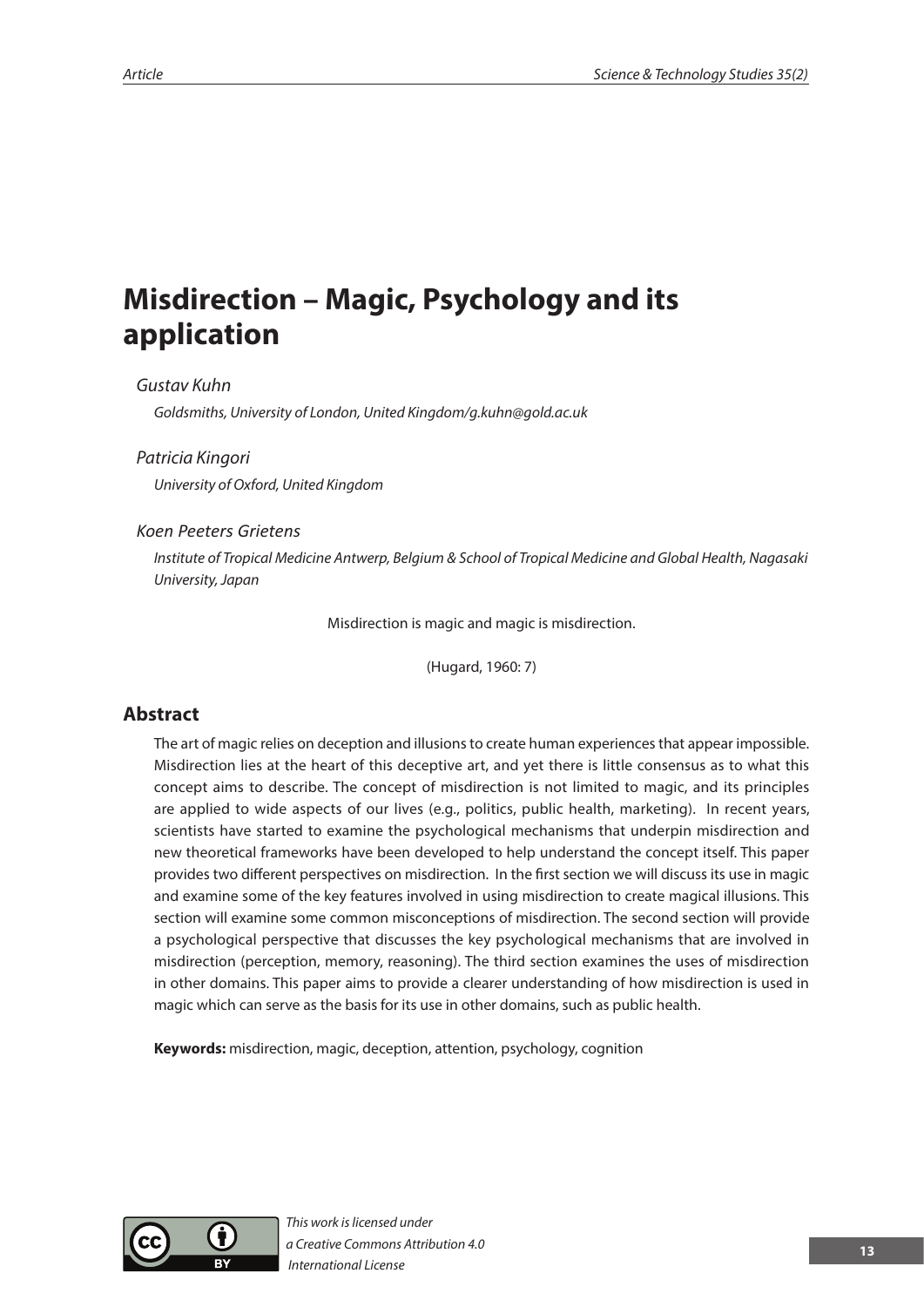# Misdirection – Magic, Psychology and its application

*Gustav Kuhn*

*Goldsmiths, University of London, United Kingdom/g.kuhn@gold.ac.uk*

*Patricia Kingori*

*University of Oxford, United Kingdom*

*Koen Peeters Grietens*

*Institute of Tropical Medicine Antwerp, Belgium & School of Tropical Medicine and Global Health, Nagasaki University, Japan*

Misdirection is magic and magic is misdirection.

(Hugard, 1960: 7)

## Abstract

The art of magic relies on deception and illusions to create human experiences that appear impossible. Misdirection lies at the heart of this deceptive art, and yet there is little consensus as to what this concept aims to describe. The concept of misdirection is not limited to magic, and its principles are applied to wide aspects of our lives (e.g., politics, public health, marketing). In recent years, scientists have started to examine the psychological mechanisms that underpin misdirection and new theoretical frameworks have been developed to help understand the concept itself. This paper provides two different perspectives on misdirection. In the first section we will discuss its use in magic and examine some of the key features involved in using misdirection to create magical illusions. This section will examine some common misconceptions of misdirection. The second section will provide a psychological perspective that discusses the key psychological mechanisms that are involved in misdirection (perception, memory, reasoning). The third section examines the uses of misdirection in other domains. This paper aims to provide a clearer understanding of how misdirection is used in magic which can serve as the basis for its use in other domains, such as public health.

**Keywords:** misdirection, magic, deception, attention, psychology, cognition

*This work is licensed under a Creative Commons Attribution 4.0 International License*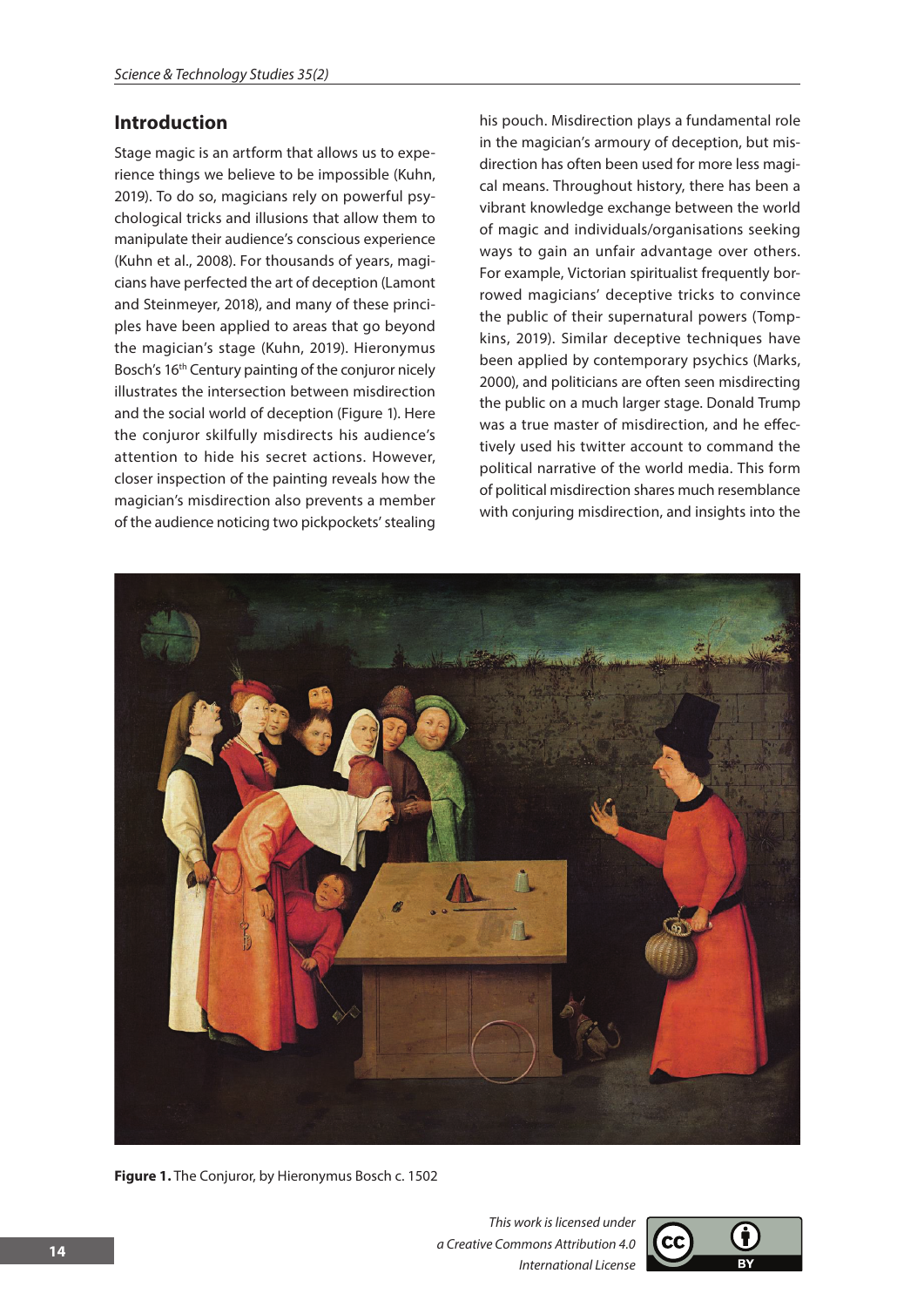## Introduction

Stage magic is an artform that allows us to experience things we believe to be impossible (Kuhn, 2019). To do so, magicians rely on powerful psychological tricks and illusions that allow them to manipulate their audience's conscious experience (Kuhn et al., 2008). For thousands of years, magicians have perfected the art of deception (Lamont and Steinmeyer, 2018), and many of these principles have been applied to areas that go beyond the magician's stage (Kuhn, 2019). Hieronymus Bosch's 16th Century painting of the conjuror nicely illustrates the intersection between misdirection and the social world of deception (Figure 1). Here the conjuror skilfully misdirects his audience's attention to hide his secret actions. However, closer inspection of the painting reveals how the magician's misdirection also prevents a member of the audience noticing two pickpockets' stealing his pouch. Misdirection plays a fundamental role in the magician's armoury of deception, but misdirection has often been used for more less magical means. Throughout history, there has been a vibrant knowledge exchange between the world of magic and individuals/organisations seeking ways to gain an unfair advantage over others. For example, Victorian spiritualist frequently borrowed magicians' deceptive tricks to convince the public of their supernatural powers (Tompkins, 2019). Similar deceptive techniques have been applied by contemporary psychics (Marks, 2000), and politicians are often seen misdirecting the public on a much larger stage. Donald Trump was a true master of misdirection, and he effectively used his twitter account to command the political narrative of the world media. This form of political misdirection shares much resemblance with conjuring misdirection, and insights into the

**Figure 1.** The Conjuror, by Hieronymus Bosch c. 1502

*This work is licensed under a Creative Commons Attribution 4.0 International License*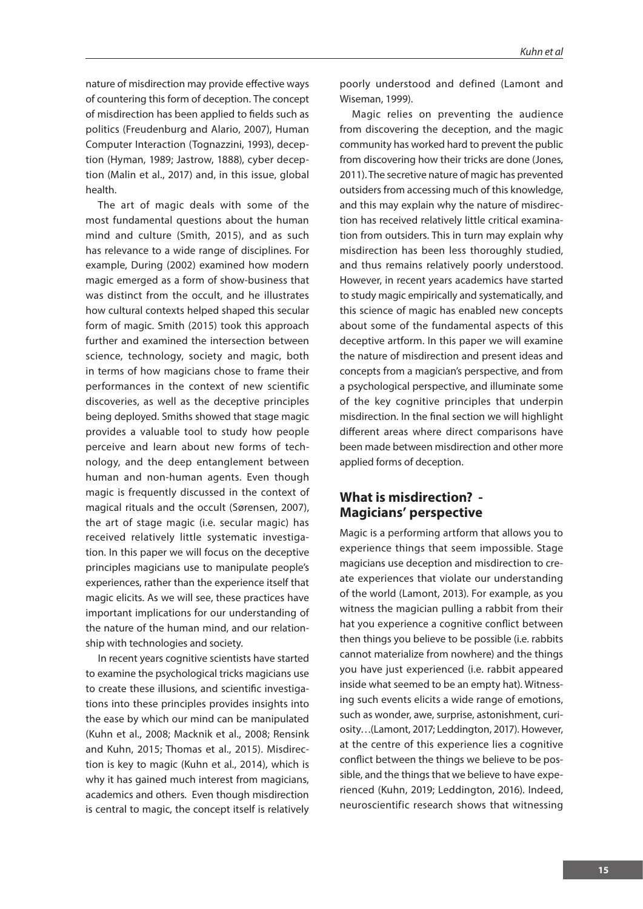nature of misdirection may provide effective ways of countering this form of deception. The concept of misdirection has been applied to fields such as politics (Freudenburg and Alario, 2007), Human Computer Interaction (Tognazzini, 1993), deception (Hyman, 1989; Jastrow, 1888), cyber deception (Malin et al., 2017) and, in this issue, global health.

The art of magic deals with some of the most fundamental questions about the human mind and culture (Smith, 2015), and as such has relevance to a wide range of disciplines. For example, During (2002) examined how modern magic emerged as a form of show-business that was distinct from the occult, and he illustrates how cultural contexts helped shaped this secular form of magic. Smith (2015) took this approach further and examined the intersection between science, technology, society and magic, both in terms of how magicians chose to frame their performances in the context of new scientific discoveries, as well as the deceptive principles being deployed. Smiths showed that stage magic provides a valuable tool to study how people perceive and learn about new forms of technology, and the deep entanglement between human and non-human agents. Even though magic is frequently discussed in the context of magical rituals and the occult (Sørensen, 2007), the art of stage magic (i.e. secular magic) has received relatively little systematic investigation. In this paper we will focus on the deceptive principles magicians use to manipulate people's experiences, rather than the experience itself that magic elicits. As we will see, these practices have important implications for our understanding of the nature of the human mind, and our relationship with technologies and society.

In recent years cognitive scientists have started to examine the psychological tricks magicians use to create these illusions, and scientific investigations into these principles provides insights into the ease by which our mind can be manipulated (Kuhn et al., 2008; Macknik et al., 2008; Rensink and Kuhn, 2015; Thomas et al., 2015). Misdirection is key to magic (Kuhn et al., 2014), which is why it has gained much interest from magicians, academics and others. Even though misdirection is central to magic, the concept itself is relatively poorly understood and defined (Lamont and Wiseman, 1999).

Magic relies on preventing the audience from discovering the deception, and the magic community has worked hard to prevent the public from discovering how their tricks are done (Jones, 2011). The secretive nature of magic has prevented outsiders from accessing much of this knowledge, and this may explain why the nature of misdirection has received relatively little critical examination from outsiders. This in turn may explain why misdirection has been less thoroughly studied, and thus remains relatively poorly understood. However, in recent years academics have started to study magic empirically and systematically, and this science of magic has enabled new concepts about some of the fundamental aspects of this deceptive artform. In this paper we will examine the nature of misdirection and present ideas and concepts from a magician's perspective, and from a psychological perspective, and illuminate some of the key cognitive principles that underpin misdirection. In the final section we will highlight different areas where direct comparisons have been made between misdirection and other more applied forms of deception.

## What is misdirection? - Magicians' perspective

Magic is a performing artform that allows you to experience things that seem impossible. Stage magicians use deception and misdirection to create experiences that violate our understanding of the world (Lamont, 2013). For example, as you witness the magician pulling a rabbit from their hat you experience a cognitive conflict between then things you believe to be possible (i.e. rabbits cannot materialize from nowhere) and the things you have just experienced (i.e. rabbit appeared inside what seemed to be an empty hat). Witnessing such events elicits a wide range of emotions, such as wonder, awe, surprise, astonishment, curiosity…(Lamont, 2017; Leddington, 2017). However, at the centre of this experience lies a cognitive conflict between the things we believe to be possible, and the things that we believe to have experienced (Kuhn, 2019; Leddington, 2016). Indeed, neuroscientific research shows that witnessing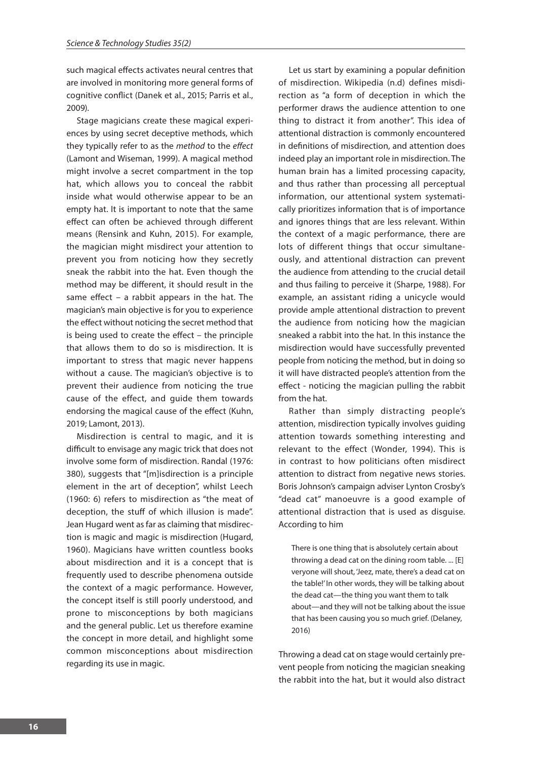such magical effects activates neural centres that are involved in monitoring more general forms of cognitive conflict (Danek et al., 2015; Parris et al., 2009).

Stage magicians create these magical experiences by using secret deceptive methods, which they typically refer to as the *method* to the *effect* (Lamont and Wiseman, 1999). A magical method might involve a secret compartment in the top hat, which allows you to conceal the rabbit inside what would otherwise appear to be an empty hat. It is important to note that the same effect can often be achieved through different means (Rensink and Kuhn, 2015). For example, the magician might misdirect your attention to prevent you from noticing how they secretly sneak the rabbit into the hat. Even though the method may be different, it should result in the same effect – a rabbit appears in the hat. The magician's main objective is for you to experience the effect without noticing the secret method that is being used to create the effect – the principle that allows them to do so is misdirection. It is important to stress that magic never happens without a cause. The magician's objective is to prevent their audience from noticing the true cause of the effect, and guide them towards endorsing the magical cause of the effect (Kuhn, 2019; Lamont, 2013).

Misdirection is central to magic, and it is difficult to envisage any magic trick that does not involve some form of misdirection. Randal (1976: 380), suggests that "[m]isdirection is a principle element in the art of deception", whilst Leech (1960: 6) refers to misdirection as "the meat of deception, the stuff of which illusion is made". Jean Hugard went as far as claiming that misdirection is magic and magic is misdirection (Hugard, 1960). Magicians have written countless books about misdirection and it is a concept that is frequently used to describe phenomena outside the context of a magic performance. However, the concept itself is still poorly understood, and prone to misconceptions by both magicians and the general public. Let us therefore examine the concept in more detail, and highlight some common misconceptions about misdirection regarding its use in magic.

Let us start by examining a popular definition of misdirection. Wikipedia (n.d) defines misdirection as "a form of deception in which the performer draws the audience attention to one thing to distract it from another". This idea of attentional distraction is commonly encountered in definitions of misdirection, and attention does indeed play an important role in misdirection. The human brain has a limited processing capacity, and thus rather than processing all perceptual information, our attentional system systematically prioritizes information that is of importance and ignores things that are less relevant. Within the context of a magic performance, there are lots of different things that occur simultaneously, and attentional distraction can prevent the audience from attending to the crucial detail and thus failing to perceive it (Sharpe, 1988). For example, an assistant riding a unicycle would provide ample attentional distraction to prevent the audience from noticing how the magician sneaked a rabbit into the hat. In this instance the misdirection would have successfully prevented people from noticing the method, but in doing so it will have distracted people's attention from the effect - noticing the magician pulling the rabbit from the hat.

Rather than simply distracting people's attention, misdirection typically involves guiding attention towards something interesting and relevant to the effect (Wonder, 1994). This is in contrast to how politicians often misdirect attention to distract from negative news stories. Boris Johnson's campaign adviser Lynton Crosby's "dead cat" manoeuvre is a good example of attentional distraction that is used as disguise. According to him

> There is one thing that is absolutely certain about throwing a dead cat on the dining room table. ... [E]veryone will shout, 'Jeez, mate, there's a dead cat on the table!' In other words, they will be talking about the dead cat—the thing you want them to talk about—and they will not be talking about the issue that has been causing you so much grief. (Delaney, 2016)

Throwing a dead cat on stage would certainly prevent people from noticing the magician sneaking the rabbit into the hat, but it would also distract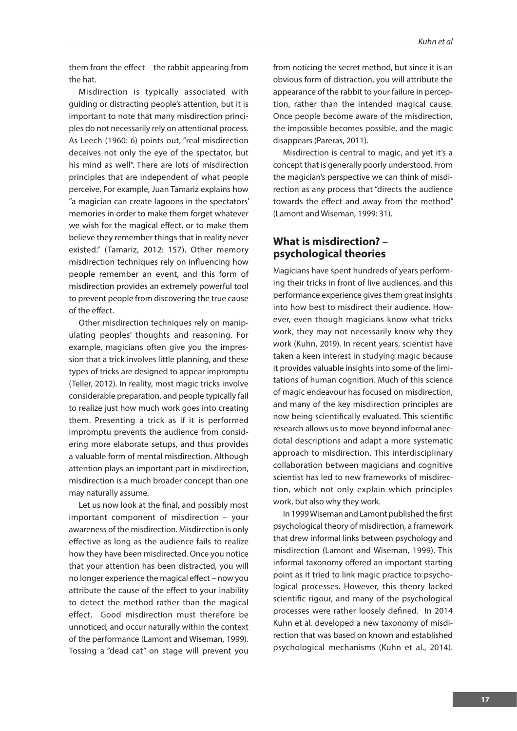them from the effect – the rabbit appearing from the hat.

Misdirection is typically associated with guiding or distracting people's attention, but it is important to note that many misdirection principles do not necessarily rely on attentional process. As Leech (1960: 6) points out, "real misdirection deceives not only the eye of the spectator, but his mind as well". There are lots of misdirection principles that are independent of what people perceive. For example, Juan Tamariz explains how "a magician can create lagoons in the spectators' memories in order to make them forget whatever we wish for the magical effect, or to make them believe they remember things that in reality never existed." (Tamariz, 2012: 157). Other memory misdirection techniques rely on influencing how people remember an event, and this form of misdirection provides an extremely powerful tool to prevent people from discovering the true cause of the effect.

Other misdirection techniques rely on manipulating peoples' thoughts and reasoning. For example, magicians often give you the impression that a trick involves little planning, and these types of tricks are designed to appear impromptu (Teller, 2012). In reality, most magic tricks involve considerable preparation, and people typically fail to realize just how much work goes into creating them. Presenting a trick as if it is performed impromptu prevents the audience from considering more elaborate setups, and thus provides a valuable form of mental misdirection. Although attention plays an important part in misdirection, misdirection is a much broader concept than one may naturally assume.

Let us now look at the final, and possibly most important component of misdirection – your awareness of the misdirection. Misdirection is only effective as long as the audience fails to realize how they have been misdirected. Once you notice that your attention has been distracted, you will no longer experience the magical effect – now you attribute the cause of the effect to your inability to detect the method rather than the magical effect. Good misdirection must therefore be unnoticed, and occur naturally within the context of the performance (Lamont and Wiseman, 1999). Tossing a "dead cat" on stage will prevent you from noticing the secret method, but since it is an obvious form of distraction, you will attribute the appearance of the rabbit to your failure in perception, rather than the intended magical cause. Once people become aware of the misdirection, the impossible becomes possible, and the magic disappears (Pareras, 2011).

Misdirection is central to magic, and yet it's a concept that is generally poorly understood. From the magician's perspective we can think of misdirection as any process that "directs the audience towards the effect and away from the method" (Lamont and Wiseman, 1999: 31).

## What is misdirection? – psychological theories

Magicians have spent hundreds of years performing their tricks in front of live audiences, and this performance experience gives them great insights into how best to misdirect their audience. However, even though magicians know what tricks work, they may not necessarily know why they work (Kuhn, 2019). In recent years, scientist have taken a keen interest in studying magic because it provides valuable insights into some of the limitations of human cognition. Much of this science of magic endeavour has focused on misdirection, and many of the key misdirection principles are now being scientifically evaluated. This scientific research allows us to move beyond informal anecdotal descriptions and adapt a more systematic approach to misdirection. This interdisciplinary collaboration between magicians and cognitive scientist has led to new frameworks of misdirection, which not only explain which principles work, but also why they work.

In 1999 Wiseman and Lamont published the first psychological theory of misdirection, a framework that drew informal links between psychology and misdirection (Lamont and Wiseman, 1999). This informal taxonomy offered an important starting point as it tried to link magic practice to psychological processes. However, this theory lacked scientific rigour, and many of the psychological processes were rather loosely defined. In 2014 Kuhn et al. developed a new taxonomy of misdirection that was based on known and established psychological mechanisms (Kuhn et al., 2014).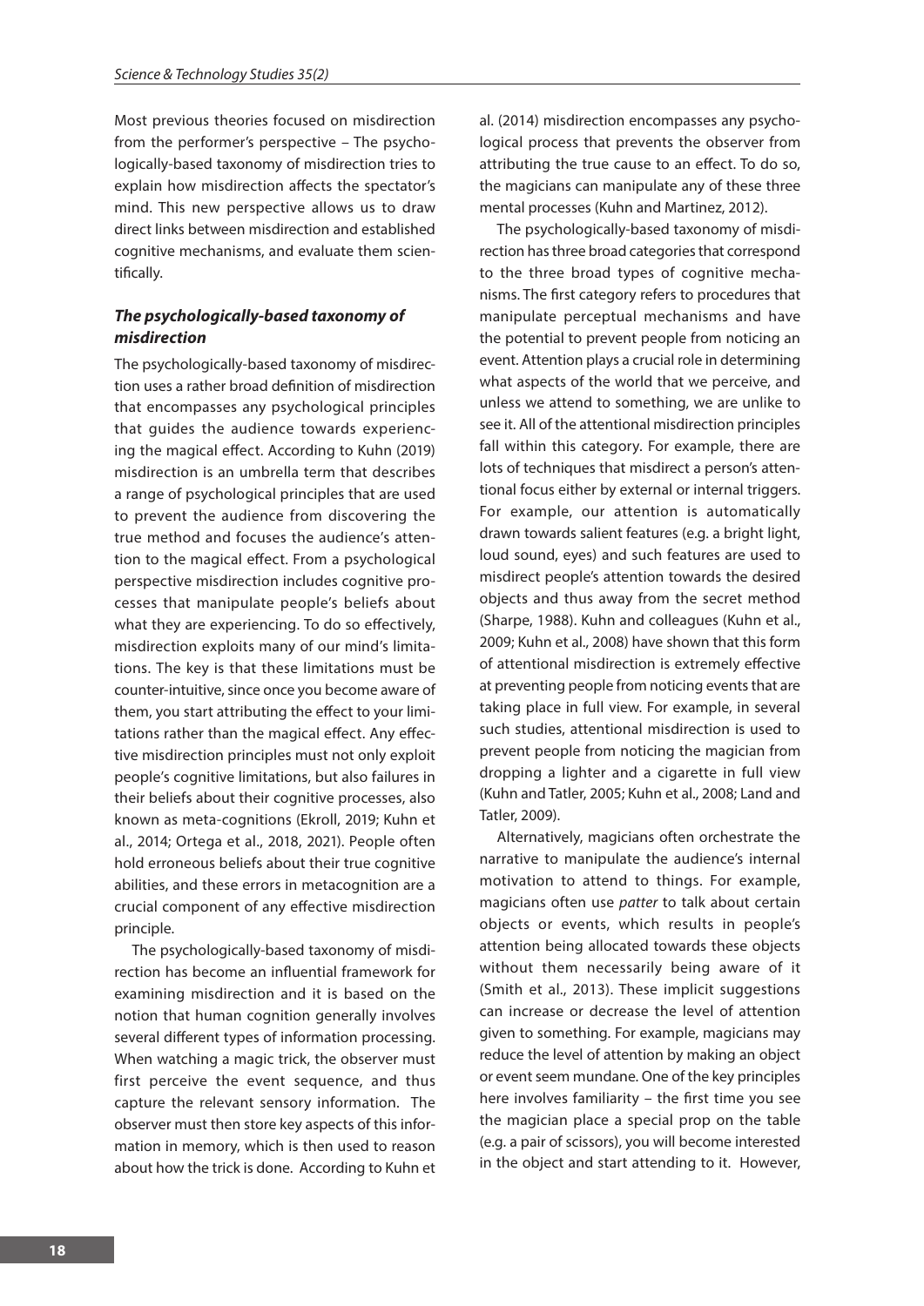Most previous theories focused on misdirection from the performer's perspective – The psychologically-based taxonomy of misdirection tries to explain how misdirection affects the spectator's mind. This new perspective allows us to draw direct links between misdirection and established cognitive mechanisms, and evaluate them scientifically.

### *The psychologically-based taxonomy of misdirection*

The psychologically-based taxonomy of misdirection uses a rather broad definition of misdirection that encompasses any psychological principles that guides the audience towards experiencing the magical effect. According to Kuhn (2019) misdirection is an umbrella term that describes a range of psychological principles that are used to prevent the audience from discovering the true method and focuses the audience's attention to the magical effect. From a psychological perspective misdirection includes cognitive processes that manipulate people's beliefs about what they are experiencing. To do so effectively, misdirection exploits many of our mind's limitations. The key is that these limitations must be counter-intuitive, since once you become aware of them, you start attributing the effect to your limitations rather than the magical effect. Any effective misdirection principles must not only exploit people's cognitive limitations, but also failures in their beliefs about their cognitive processes, also known as meta-cognitions (Ekroll, 2019; Kuhn et al., 2014; Ortega et al., 2018, 2021). People often hold erroneous beliefs about their true cognitive abilities, and these errors in metacognition are a crucial component of any effective misdirection principle.

The psychologically-based taxonomy of misdirection has become an influential framework for examining misdirection and it is based on the notion that human cognition generally involves several different types of information processing. When watching a magic trick, the observer must first perceive the event sequence, and thus capture the relevant sensory information. The observer must then store key aspects of this information in memory, which is then used to reason about how the trick is done. According to Kuhn et al. (2014) misdirection encompasses any psychological process that prevents the observer from attributing the true cause to an effect. To do so, the magicians can manipulate any of these three mental processes (Kuhn and Martinez, 2012).

The psychologically-based taxonomy of misdirection has three broad categories that correspond to the three broad types of cognitive mechanisms. The first category refers to procedures that manipulate perceptual mechanisms and have the potential to prevent people from noticing an event. Attention plays a crucial role in determining what aspects of the world that we perceive, and unless we attend to something, we are unlike to see it. All of the attentional misdirection principles fall within this category. For example, there are lots of techniques that misdirect a person's attentional focus either by external or internal triggers. For example, our attention is automatically drawn towards salient features (e.g. a bright light, loud sound, eyes) and such features are used to misdirect people's attention towards the desired objects and thus away from the secret method (Sharpe, 1988). Kuhn and colleagues (Kuhn et al., 2009; Kuhn et al., 2008) have shown that this form of attentional misdirection is extremely effective at preventing people from noticing events that are taking place in full view. For example, in several such studies, attentional misdirection is used to prevent people from noticing the magician from dropping a lighter and a cigarette in full view (Kuhn and Tatler, 2005; Kuhn et al., 2008; Land and Tatler, 2009).

Alternatively, magicians often orchestrate the narrative to manipulate the audience's internal motivation to attend to things. For example, magicians often use *patter* to talk about certain objects or events, which results in people's attention being allocated towards these objects without them necessarily being aware of it (Smith et al., 2013). These implicit suggestions can increase or decrease the level of attention given to something. For example, magicians may reduce the level of attention by making an object or event seem mundane. One of the key principles here involves familiarity – the first time you see the magician place a special prop on the table (e.g. a pair of scissors), you will become interested in the object and start attending to it. However,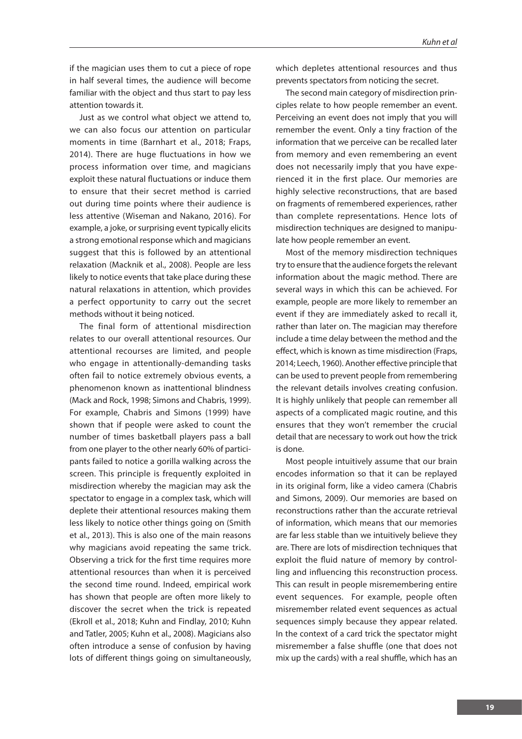if the magician uses them to cut a piece of rope in half several times, the audience will become familiar with the object and thus start to pay less attention towards it.

Just as we control what object we attend to, we can also focus our attention on particular moments in time (Barnhart et al., 2018; Fraps, 2014). There are huge fluctuations in how we process information over time, and magicians exploit these natural fluctuations or induce them to ensure that their secret method is carried out during time points where their audience is less attentive (Wiseman and Nakano, 2016). For example, a joke, or surprising event typically elicits a strong emotional response which and magicians suggest that this is followed by an attentional relaxation (Macknik et al., 2008). People are less likely to notice events that take place during these natural relaxations in attention, which provides a perfect opportunity to carry out the secret methods without it being noticed.

The final form of attentional misdirection relates to our overall attentional resources. Our attentional recourses are limited, and people who engage in attentionally-demanding tasks often fail to notice extremely obvious events, a phenomenon known as inattentional blindness (Mack and Rock, 1998; Simons and Chabris, 1999). For example, Chabris and Simons (1999) have shown that if people were asked to count the number of times basketball players pass a ball from one player to the other nearly 60% of participants failed to notice a gorilla walking across the screen. This principle is frequently exploited in misdirection whereby the magician may ask the spectator to engage in a complex task, which will deplete their attentional resources making them less likely to notice other things going on (Smith et al., 2013). This is also one of the main reasons why magicians avoid repeating the same trick. Observing a trick for the first time requires more attentional resources than when it is perceived the second time round. Indeed, empirical work has shown that people are often more likely to discover the secret when the trick is repeated (Ekroll et al., 2018; Kuhn and Findlay, 2010; Kuhn and Tatler, 2005; Kuhn et al., 2008). Magicians also often introduce a sense of confusion by having lots of different things going on simultaneously, which depletes attentional resources and thus prevents spectators from noticing the secret.

The second main category of misdirection principles relate to how people remember an event. Perceiving an event does not imply that you will remember the event. Only a tiny fraction of the information that we perceive can be recalled later from memory and even remembering an event does not necessarily imply that you have experienced it in the first place. Our memories are highly selective reconstructions, that are based on fragments of remembered experiences, rather than complete representations. Hence lots of misdirection techniques are designed to manipulate how people remember an event.

Most of the memory misdirection techniques try to ensure that the audience forgets the relevant information about the magic method. There are several ways in which this can be achieved. For example, people are more likely to remember an event if they are immediately asked to recall it, rather than later on. The magician may therefore include a time delay between the method and the effect, which is known as time misdirection (Fraps, 2014; Leech, 1960). Another effective principle that can be used to prevent people from remembering the relevant details involves creating confusion. It is highly unlikely that people can remember all aspects of a complicated magic routine, and this ensures that they won't remember the crucial detail that are necessary to work out how the trick is done.

Most people intuitively assume that our brain encodes information so that it can be replayed in its original form, like a video camera (Chabris and Simons, 2009). Our memories are based on reconstructions rather than the accurate retrieval of information, which means that our memories are far less stable than we intuitively believe they are. There are lots of misdirection techniques that exploit the fluid nature of memory by controlling and influencing this reconstruction process. This can result in people misremembering entire event sequences. For example, people often misremember related event sequences as actual sequences simply because they appear related. In the context of a card trick the spectator might misremember a false shuffle (one that does not mix up the cards) with a real shuffle, which has an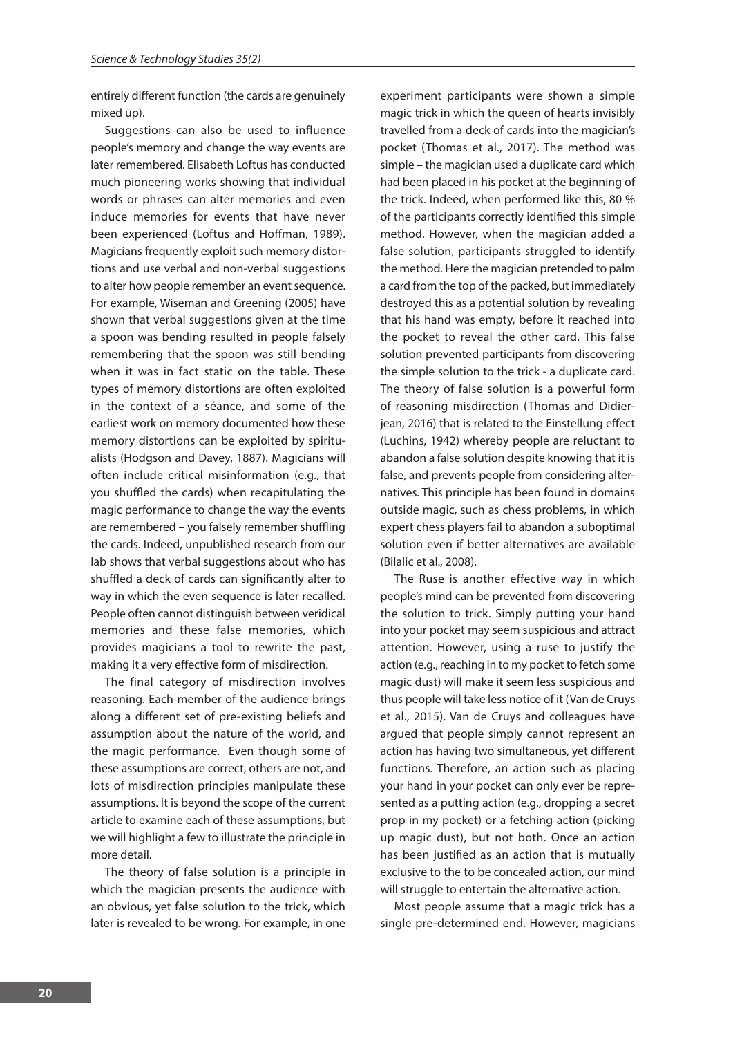entirely different function (the cards are genuinely mixed up).

Suggestions can also be used to influence people's memory and change the way events are later remembered. Elisabeth Loftus has conducted much pioneering works showing that individual words or phrases can alter memories and even induce memories for events that have never been experienced (Loftus and Hoffman, 1989). Magicians frequently exploit such memory distortions and use verbal and non-verbal suggestions to alter how people remember an event sequence. For example, Wiseman and Greening (2005) have shown that verbal suggestions given at the time a spoon was bending resulted in people falsely remembering that the spoon was still bending when it was in fact static on the table. These types of memory distortions are often exploited in the context of a séance, and some of the earliest work on memory documented how these memory distortions can be exploited by spiritualists (Hodgson and Davey, 1887). Magicians will often include critical misinformation (e.g., that you shuffled the cards) when recapitulating the magic performance to change the way the events are remembered – you falsely remember shuffling the cards. Indeed, unpublished research from our lab shows that verbal suggestions about who has shuffled a deck of cards can significantly alter to way in which the even sequence is later recalled. People often cannot distinguish between veridical memories and these false memories, which provides magicians a tool to rewrite the past, making it a very effective form of misdirection.

The final category of misdirection involves reasoning. Each member of the audience brings along a different set of pre-existing beliefs and assumption about the nature of the world, and the magic performance. Even though some of these assumptions are correct, others are not, and lots of misdirection principles manipulate these assumptions. It is beyond the scope of the current article to examine each of these assumptions, but we will highlight a few to illustrate the principle in more detail.

The theory of false solution is a principle in which the magician presents the audience with an obvious, yet false solution to the trick, which later is revealed to be wrong. For example, in one experiment participants were shown a simple magic trick in which the queen of hearts invisibly travelled from a deck of cards into the magician's pocket (Thomas et al., 2017). The method was simple – the magician used a duplicate card which had been placed in his pocket at the beginning of the trick. Indeed, when performed like this, 80 % of the participants correctly identified this simple method. However, when the magician added a false solution, participants struggled to identify the method. Here the magician pretended to palm a card from the top of the packed, but immediately destroyed this as a potential solution by revealing that his hand was empty, before it reached into the pocket to reveal the other card. This false solution prevented participants from discovering the simple solution to the trick - a duplicate card. The theory of false solution is a powerful form of reasoning misdirection (Thomas and Didierjean, 2016) that is related to the Einstellung effect (Luchins, 1942) whereby people are reluctant to abandon a false solution despite knowing that it is false, and prevents people from considering alternatives. This principle has been found in domains outside magic, such as chess problems, in which expert chess players fail to abandon a suboptimal solution even if better alternatives are available (Bilalic et al., 2008).

The Ruse is another effective way in which people's mind can be prevented from discovering the solution to trick. Simply putting your hand into your pocket may seem suspicious and attract attention. However, using a ruse to justify the action (e.g., reaching in to my pocket to fetch some magic dust) will make it seem less suspicious and thus people will take less notice of it (Van de Cruys et al., 2015). Van de Cruys and colleagues have argued that people simply cannot represent an action has having two simultaneous, yet different functions. Therefore, an action such as placing your hand in your pocket can only ever be represented as a putting action (e.g., dropping a secret prop in my pocket) or a fetching action (picking up magic dust), but not both. Once an action has been justified as an action that is mutually exclusive to the to be concealed action, our mind will struggle to entertain the alternative action.

Most people assume that a magic trick has a single pre-determined end. However, magicians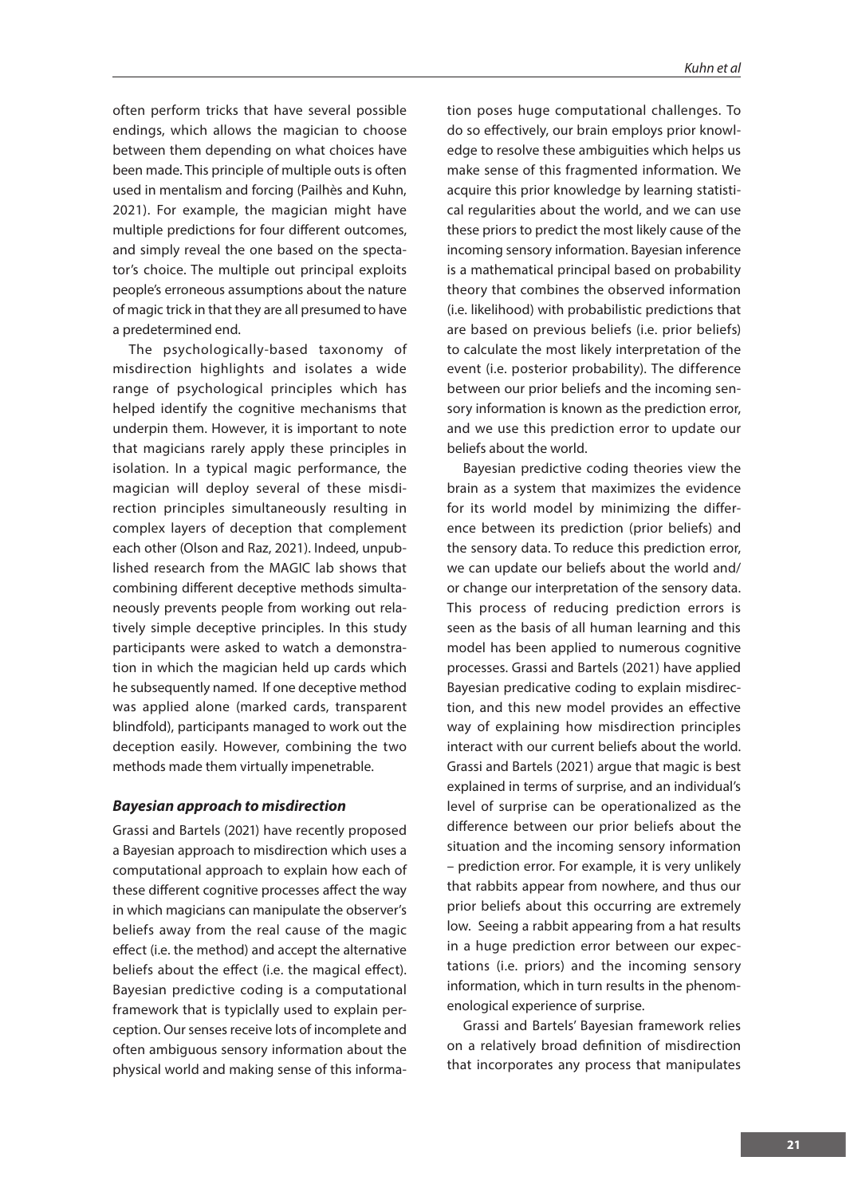often perform tricks that have several possible endings, which allows the magician to choose between them depending on what choices have been made. This principle of multiple outs is often used in mentalism and forcing (Pailhès and Kuhn, 2021). For example, the magician might have multiple predictions for four different outcomes, and simply reveal the one based on the spectator's choice. The multiple out principal exploits people's erroneous assumptions about the nature of magic trick in that they are all presumed to have a predetermined end.

The psychologically-based taxonomy of misdirection highlights and isolates a wide range of psychological principles which has helped identify the cognitive mechanisms that underpin them. However, it is important to note that magicians rarely apply these principles in isolation. In a typical magic performance, the magician will deploy several of these misdirection principles simultaneously resulting in complex layers of deception that complement each other (Olson and Raz, 2021). Indeed, unpublished research from the MAGIC lab shows that combining different deceptive methods simultaneously prevents people from working out relatively simple deceptive principles. In this study participants were asked to watch a demonstration in which the magician held up cards which he subsequently named. If one deceptive method was applied alone (marked cards, transparent blindfold), participants managed to work out the deception easily. However, combining the two methods made them virtually impenetrable.

### *Bayesian approach to misdirection*

Grassi and Bartels (2021) have recently proposed a Bayesian approach to misdirection which uses a computational approach to explain how each of these different cognitive processes affect the way in which magicians can manipulate the observer's beliefs away from the real cause of the magic effect (i.e. the method) and accept the alternative beliefs about the effect (i.e. the magical effect). Bayesian predictive coding is a computational framework that is typiclally used to explain perception. Our senses receive lots of incomplete and often ambiguous sensory information about the physical world and making sense of this information poses huge computational challenges. To do so effectively, our brain employs prior knowledge to resolve these ambiguities which helps us make sense of this fragmented information. We acquire this prior knowledge by learning statistical regularities about the world, and we can use these priors to predict the most likely cause of the incoming sensory information. Bayesian inference is a mathematical principal based on probability theory that combines the observed information (i.e. likelihood) with probabilistic predictions that are based on previous beliefs (i.e. prior beliefs) to calculate the most likely interpretation of the event (i.e. posterior probability). The difference between our prior beliefs and the incoming sensory information is known as the prediction error, and we use this prediction error to update our beliefs about the world.

Bayesian predictive coding theories view the brain as a system that maximizes the evidence for its world model by minimizing the difference between its prediction (prior beliefs) and the sensory data. To reduce this prediction error, we can update our beliefs about the world and/or change our interpretation of the sensory data. This process of reducing prediction errors is seen as the basis of all human learning and this model has been applied to numerous cognitive processes. Grassi and Bartels (2021) have applied Bayesian predicative coding to explain misdirection, and this new model provides an effective way of explaining how misdirection principles interact with our current beliefs about the world. Grassi and Bartels (2021) argue that magic is best explained in terms of surprise, and an individual's level of surprise can be operationalized as the difference between our prior beliefs about the situation and the incoming sensory information – prediction error. For example, it is very unlikely that rabbits appear from nowhere, and thus our prior beliefs about this occurring are extremely low. Seeing a rabbit appearing from a hat results in a huge prediction error between our expectations (i.e. priors) and the incoming sensory information, which in turn results in the phenomenological experience of surprise.

Grassi and Bartels' Bayesian framework relies on a relatively broad definition of misdirection that incorporates any process that manipulates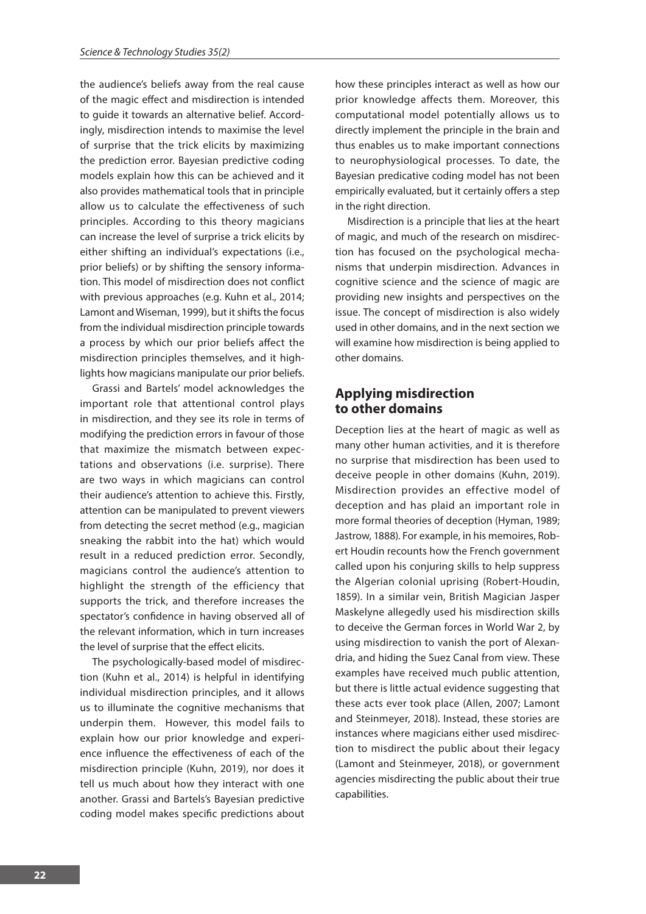the audience's beliefs away from the real cause of the magic effect and misdirection is intended to guide it towards an alternative belief. Accordingly, misdirection intends to maximise the level of surprise that the trick elicits by maximizing the prediction error. Bayesian predictive coding models explain how this can be achieved and it also provides mathematical tools that in principle allow us to calculate the effectiveness of such principles. According to this theory magicians can increase the level of surprise a trick elicits by either shifting an individual's expectations (i.e., prior beliefs) or by shifting the sensory information. This model of misdirection does not conflict with previous approaches (e.g. Kuhn et al., 2014; Lamont and Wiseman, 1999), but it shifts the focus from the individual misdirection principle towards a process by which our prior beliefs affect the misdirection principles themselves, and it highlights how magicians manipulate our prior beliefs.

Grassi and Bartels' model acknowledges the important role that attentional control plays in misdirection, and they see its role in terms of modifying the prediction errors in favour of those that maximize the mismatch between expectations and observations (i.e. surprise). There are two ways in which magicians can control their audience's attention to achieve this. Firstly, attention can be manipulated to prevent viewers from detecting the secret method (e.g., magician sneaking the rabbit into the hat) which would result in a reduced prediction error. Secondly, magicians control the audience's attention to highlight the strength of the efficiency that supports the trick, and therefore increases the spectator's confidence in having observed all of the relevant information, which in turn increases the level of surprise that the effect elicits.

The psychologically-based model of misdirection (Kuhn et al., 2014) is helpful in identifying individual misdirection principles, and it allows us to illuminate the cognitive mechanisms that underpin them. However, this model fails to explain how our prior knowledge and experience influence the effectiveness of each of the misdirection principle (Kuhn, 2019), nor does it tell us much about how they interact with one another. Grassi and Bartels's Bayesian predictive coding model makes specific predictions about how these principles interact as well as how our prior knowledge affects them. Moreover, this computational model potentially allows us to directly implement the principle in the brain and thus enables us to make important connections to neurophysiological processes. To date, the Bayesian predicative coding model has not been empirically evaluated, but it certainly offers a step in the right direction.

Misdirection is a principle that lies at the heart of magic, and much of the research on misdirection has focused on the psychological mechanisms that underpin misdirection. Advances in cognitive science and the science of magic are providing new insights and perspectives on the issue. The concept of misdirection is also widely used in other domains, and in the next section we will examine how misdirection is being applied to other domains.

## Applying misdirection to other domains

Deception lies at the heart of magic as well as many other human activities, and it is therefore no surprise that misdirection has been used to deceive people in other domains (Kuhn, 2019). Misdirection provides an effective model of deception and has plaid an important role in more formal theories of deception (Hyman, 1989; Jastrow, 1888). For example, in his memoires, Robert Houdin recounts how the French government called upon his conjuring skills to help suppress the Algerian colonial uprising (Robert-Houdin, 1859). In a similar vein, British Magician Jasper Maskelyne allegedly used his misdirection skills to deceive the German forces in World War 2, by using misdirection to vanish the port of Alexandria, and hiding the Suez Canal from view. These examples have received much public attention, but there is little actual evidence suggesting that these acts ever took place (Allen, 2007; Lamont and Steinmeyer, 2018). Instead, these stories are instances where magicians either used misdirection to misdirect the public about their legacy (Lamont and Steinmeyer, 2018), or government agencies misdirecting the public about their true capabilities.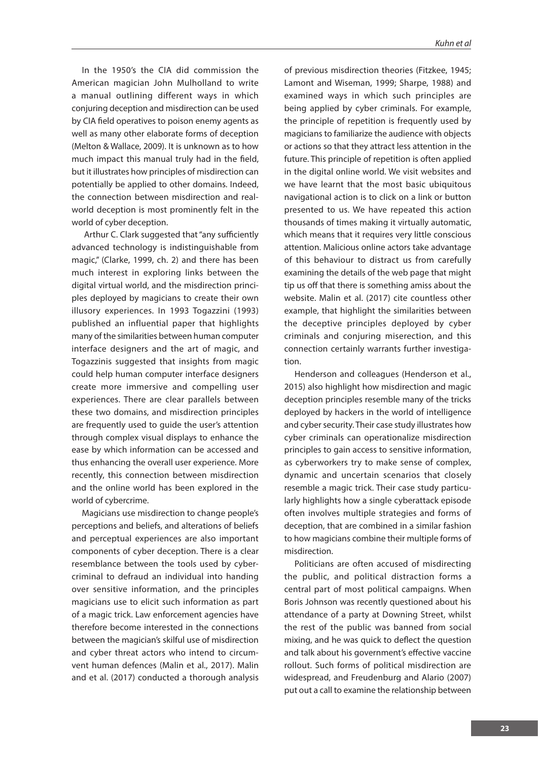In the 1950's the CIA did commission the American magician John Mulholland to write a manual outlining different ways in which conjuring deception and misdirection can be used by CIA field operatives to poison enemy agents as well as many other elaborate forms of deception (Melton & Wallace, 2009). It is unknown as to how much impact this manual truly had in the field, but it illustrates how principles of misdirection can potentially be applied to other domains. Indeed, the connection between misdirection and real-world deception is most prominently felt in the world of cyber deception.

Arthur C. Clark suggested that "any sufficiently advanced technology is indistinguishable from magic," (Clarke, 1999, ch. 2) and there has been much interest in exploring links between the digital virtual world, and the misdirection principles deployed by magicians to create their own illusory experiences. In 1993 Togazzini (1993) published an influential paper that highlights many of the similarities between human computer interface designers and the art of magic, and Togazzinis suggested that insights from magic could help human computer interface designers create more immersive and compelling user experiences. There are clear parallels between these two domains, and misdirection principles are frequently used to guide the user's attention through complex visual displays to enhance the ease by which information can be accessed and thus enhancing the overall user experience. More recently, this connection between misdirection and the online world has been explored in the world of cybercrime.

Magicians use misdirection to change people's perceptions and beliefs, and alterations of beliefs and perceptual experiences are also important components of cyber deception. There is a clear resemblance between the tools used by cyber-criminal to defraud an individual into handing over sensitive information, and the principles magicians use to elicit such information as part of a magic trick. Law enforcement agencies have therefore become interested in the connections between the magician's skilful use of misdirection and cyber threat actors who intend to circumvent human defences (Malin et al., 2017). Malin and et al. (2017) conducted a thorough analysis of previous misdirection theories (Fitzkee, 1945; Lamont and Wiseman, 1999; Sharpe, 1988) and examined ways in which such principles are being applied by cyber criminals. For example, the principle of repetition is frequently used by magicians to familiarize the audience with objects or actions so that they attract less attention in the future. This principle of repetition is often applied in the digital online world. We visit websites and we have learnt that the most basic ubiquitous navigational action is to click on a link or button presented to us. We have repeated this action thousands of times making it virtually automatic, which means that it requires very little conscious attention. Malicious online actors take advantage of this behaviour to distract us from carefully examining the details of the web page that might tip us off that there is something amiss about the website. Malin et al. (2017) cite countless other example, that highlight the similarities between the deceptive principles deployed by cyber criminals and conjuring miserection, and this connection certainly warrants further investigation.

Henderson and colleagues (Henderson et al., 2015) also highlight how misdirection and magic deception principles resemble many of the tricks deployed by hackers in the world of intelligence and cyber security. Their case study illustrates how cyber criminals can operationalize misdirection principles to gain access to sensitive information, as cyberworkers try to make sense of complex, dynamic and uncertain scenarios that closely resemble a magic trick. Their case study particularly highlights how a single cyberattack episode often involves multiple strategies and forms of deception, that are combined in a similar fashion to how magicians combine their multiple forms of misdirection.

Politicians are often accused of misdirecting the public, and political distraction forms a central part of most political campaigns. When Boris Johnson was recently questioned about his attendance of a party at Downing Street, whilst the rest of the public was banned from social mixing, and he was quick to deflect the question and talk about his government's effective vaccine rollout. Such forms of political misdirection are widespread, and Freudenburg and Alario (2007) put out a call to examine the relationship between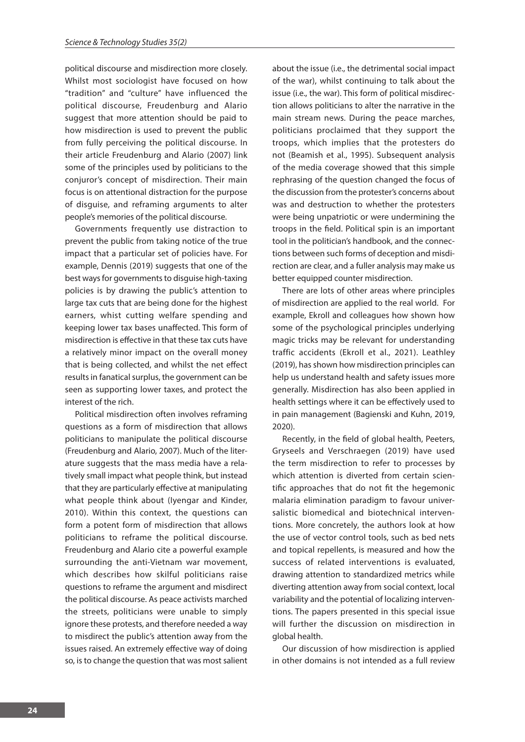political discourse and misdirection more closely. Whilst most sociologist have focused on how "tradition" and "culture" have influenced the political discourse, Freudenburg and Alario suggest that more attention should be paid to how misdirection is used to prevent the public from fully perceiving the political discourse. In their article Freudenburg and Alario (2007) link some of the principles used by politicians to the conjuror's concept of misdirection. Their main focus is on attentional distraction for the purpose of disguise, and reframing arguments to alter people's memories of the political discourse.

Governments frequently use distraction to prevent the public from taking notice of the true impact that a particular set of policies have. For example, Dennis (2019) suggests that one of the best ways for governments to disguise high-taxing policies is by drawing the public's attention to large tax cuts that are being done for the highest earners, whist cutting welfare spending and keeping lower tax bases unaffected. This form of misdirection is effective in that these tax cuts have a relatively minor impact on the overall money that is being collected, and whilst the net effect results in fanatical surplus, the government can be seen as supporting lower taxes, and protect the interest of the rich.

Political misdirection often involves reframing questions as a form of misdirection that allows politicians to manipulate the political discourse (Freudenburg and Alario, 2007). Much of the literature suggests that the mass media have a relatively small impact what people think, but instead that they are particularly effective at manipulating what people think about (Iyengar and Kinder, 2010). Within this context, the questions can form a potent form of misdirection that allows politicians to reframe the political discourse. Freudenburg and Alario cite a powerful example surrounding the anti-Vietnam war movement, which describes how skilful politicians raise questions to reframe the argument and misdirect the political discourse. As peace activists marched the streets, politicians were unable to simply ignore these protests, and therefore needed a way to misdirect the public's attention away from the issues raised. An extremely effective way of doing so, is to change the question that was most salient about the issue (i.e., the detrimental social impact of the war), whilst continuing to talk about the issue (i.e., the war). This form of political misdirection allows politicians to alter the narrative in the main stream news. During the peace marches, politicians proclaimed that they support the troops, which implies that the protesters do not (Beamish et al., 1995). Subsequent analysis of the media coverage showed that this simple rephrasing of the question changed the focus of the discussion from the protester's concerns about was and destruction to whether the protesters were being unpatriotic or were undermining the troops in the field. Political spin is an important tool in the politician's handbook, and the connections between such forms of deception and misdirection are clear, and a fuller analysis may make us better equipped counter misdirection.

There are lots of other areas where principles of misdirection are applied to the real world. For example, Ekroll and colleagues how shown how some of the psychological principles underlying magic tricks may be relevant for understanding traffic accidents (Ekroll et al., 2021). Leathley (2019), has shown how misdirection principles can help us understand health and safety issues more generally. Misdirection has also been applied in health settings where it can be effectively used to in pain management (Bagienski and Kuhn, 2019, 2020).

Recently, in the field of global health, Peeters, Gryseels and Verschraegen (2019) have used the term misdirection to refer to processes by which attention is diverted from certain scientific approaches that do not fit the hegemonic malaria elimination paradigm to favour universalistic biomedical and biotechnical interventions. More concretely, the authors look at how the use of vector control tools, such as bed nets and topical repellents, is measured and how the success of related interventions is evaluated, drawing attention to standardized metrics while diverting attention away from social context, local variability and the potential of localizing interventions. The papers presented in this special issue will further the discussion on misdirection in global health.

Our discussion of how misdirection is applied in other domains is not intended as a full review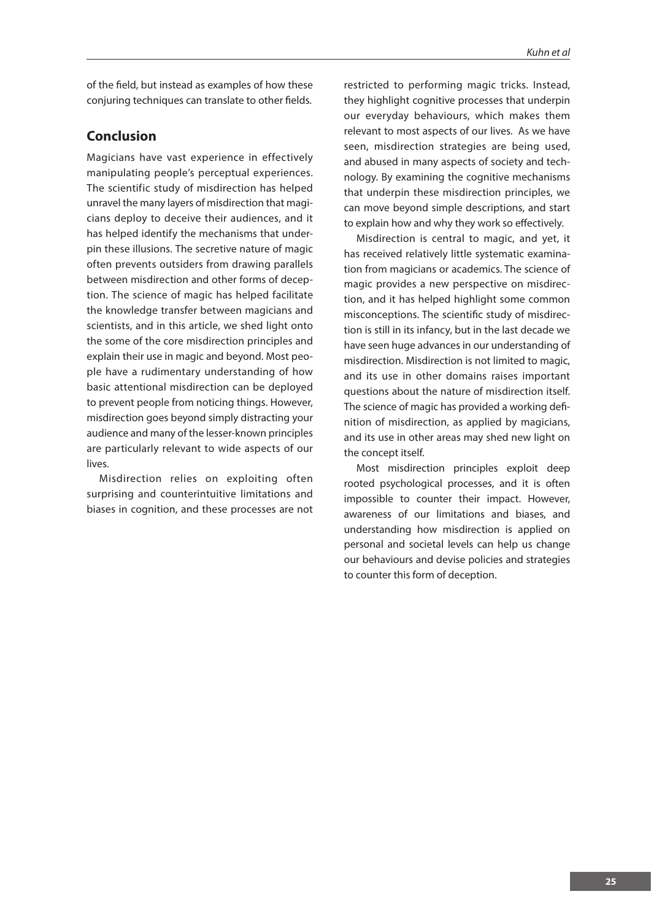of the field, but instead as examples of how these conjuring techniques can translate to other fields.

## Conclusion

Magicians have vast experience in effectively manipulating people's perceptual experiences. The scientific study of misdirection has helped unravel the many layers of misdirection that magicians deploy to deceive their audiences, and it has helped identify the mechanisms that underpin these illusions. The secretive nature of magic often prevents outsiders from drawing parallels between misdirection and other forms of deception. The science of magic has helped facilitate the knowledge transfer between magicians and scientists, and in this article, we shed light onto the some of the core misdirection principles and explain their use in magic and beyond. Most people have a rudimentary understanding of how basic attentional misdirection can be deployed to prevent people from noticing things. However, misdirection goes beyond simply distracting your audience and many of the lesser-known principles are particularly relevant to wide aspects of our lives.

Misdirection relies on exploiting often surprising and counterintuitive limitations and biases in cognition, and these processes are not restricted to performing magic tricks. Instead, they highlight cognitive processes that underpin our everyday behaviours, which makes them relevant to most aspects of our lives. As we have seen, misdirection strategies are being used, and abused in many aspects of society and technology. By examining the cognitive mechanisms that underpin these misdirection principles, we can move beyond simple descriptions, and start to explain how and why they work so effectively.

Misdirection is central to magic, and yet, it has received relatively little systematic examination from magicians or academics. The science of magic provides a new perspective on misdirection, and it has helped highlight some common misconceptions. The scientific study of misdirection is still in its infancy, but in the last decade we have seen huge advances in our understanding of misdirection. Misdirection is not limited to magic, and its use in other domains raises important questions about the nature of misdirection itself. The science of magic has provided a working definition of misdirection, as applied by magicians, and its use in other areas may shed new light on the concept itself.

Most misdirection principles exploit deep rooted psychological processes, and it is often impossible to counter their impact. However, awareness of our limitations and biases, and understanding how misdirection is applied on personal and societal levels can help us change our behaviours and devise policies and strategies to counter this form of deception.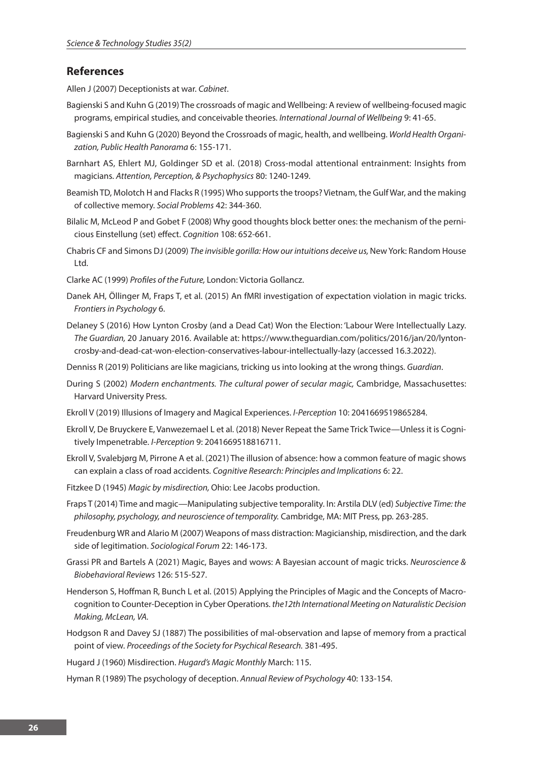## References

Allen J (2007) Deceptionists at war. *Cabinet*.

Bagienski S and Kuhn G (2019) The crossroads of magic and Wellbeing: A review of wellbeing-focused magic programs, empirical studies, and conceivable theories. *International Journal of Wellbeing* 9: 41-65.

Bagienski S and Kuhn G (2020) Beyond the Crossroads of magic, health, and wellbeing. *World Health Organization, Public Health Panorama* 6: 155-171.

Barnhart AS, Ehlert MJ, Goldinger SD et al. (2018) Cross-modal attentional entrainment: Insights from magicians. *Attention, Perception, & Psychophysics* 80: 1240-1249.

Beamish TD, Molotch H and Flacks R (1995) Who supports the troops? Vietnam, the Gulf War, and the making of collective memory. *Social Problems* 42: 344-360.

Bilalic M, McLeod P and Gobet F (2008) Why good thoughts block better ones: the mechanism of the pernicious Einstellung (set) effect. *Cognition* 108: 652-661.

Chabris CF and Simons DJ (2009) *The invisible gorilla: How our intuitions deceive us,* New York: Random House Ltd.

Clarke AC (1999) *Profiles of the Future,* London: Victoria Gollancz.

Danek AH, Öllinger M, Fraps T, et al. (2015) An fMRI investigation of expectation violation in magic tricks. *Frontiers in Psychology* 6.

Delaney S (2016) How Lynton Crosby (and a Dead Cat) Won the Election: 'Labour Were Intellectually Lazy. *The Guardian,* 20 January 2016. Available at: https://www.theguardian.com/politics/2016/jan/20/lynton-crosby-and-dead-cat-won-election-conservatives-labour-intellectually-lazy (accessed 16.3.2022).

Denniss R (2019) Politicians are like magicians, tricking us into looking at the wrong things. *Guardian*.

During S (2002) *Modern enchantments. The cultural power of secular magic,* Cambridge, Massachusettes: Harvard University Press.

Ekroll V (2019) Illusions of Imagery and Magical Experiences. *I-Perception* 10: 2041669519865284.

Ekroll V, De Bruyckere E, Vanwezemael L et al. (2018) Never Repeat the Same Trick Twice—Unless it is Cognitively Impenetrable. *I-Perception* 9: 2041669518816711.

Ekroll V, Svalebjørg M, Pirrone A et al. (2021) The illusion of absence: how a common feature of magic shows can explain a class of road accidents. *Cognitive Research: Principles and Implications* 6: 22.

Fitzkee D (1945) *Magic by misdirection,* Ohio: Lee Jacobs production.

Fraps T (2014) Time and magic—Manipulating subjective temporality. In: Arstila DLV (ed) *Subjective Time: the philosophy, psychology, and neuroscience of temporality.* Cambridge, MA: MIT Press, pp. 263-285.

Freudenburg WR and Alario M (2007) Weapons of mass distraction: Magicianship, misdirection, and the dark side of legitimation. *Sociological Forum* 22: 146-173.

Grassi PR and Bartels A (2021) Magic, Bayes and wows: A Bayesian account of magic tricks. *Neuroscience & Biobehavioral Reviews* 126: 515-527.

Henderson S, Hoffman R, Bunch L et al. (2015) Applying the Principles of Magic and the Concepts of Macrocognition to Counter-Deception in Cyber Operations. *the12th International Meeting on Naturalistic Decision Making, McLean, VA.*

Hodgson R and Davey SJ (1887) The possibilities of mal-observation and lapse of memory from a practical point of view. *Proceedings of the Society for Psychical Research.* 381-495.

Hugard J (1960) Misdirection. *Hugard's Magic Monthly* March: 115.

Hyman R (1989) The psychology of deception. *Annual Review of Psychology* 40: 133-154.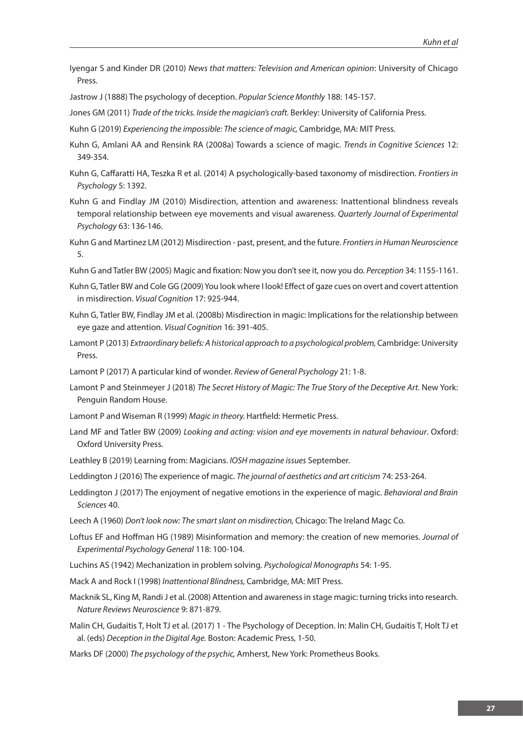Iyengar S and Kinder DR (2010) *News that matters: Television and American opinion*: University of Chicago Press.

Jastrow J (1888) The psychology of deception. *Popular Science Monthly* 188: 145-157.

Jones GM (2011) *Trade of the tricks. Inside the magician's craft.* Berkley: University of California Press.

Kuhn G (2019) *Experiencing the impossible: The science of magic,* Cambridge, MA: MIT Press.

Kuhn G, Amlani AA and Rensink RA (2008a) Towards a science of magic. *Trends in Cognitive Sciences* 12: 349-354.

Kuhn G, Caffaratti HA, Teszka R et al. (2014) A psychologically-based taxonomy of misdirection. *Frontiers in Psychology* 5: 1392.

Kuhn G and Findlay JM (2010) Misdirection, attention and awareness: Inattentional blindness reveals temporal relationship between eye movements and visual awareness. *Quarterly Journal of Experimental Psychology* 63: 136-146.

Kuhn G and Martinez LM (2012) Misdirection - past, present, and the future. *Frontiers in Human Neuroscience* 5.

Kuhn G and Tatler BW (2005) Magic and fixation: Now you don't see it, now you do. *Perception* 34: 1155-1161.

Kuhn G, Tatler BW and Cole GG (2009) You look where I look! Effect of gaze cues on overt and covert attention in misdirection. *Visual Cognition* 17: 925-944.

Kuhn G, Tatler BW, Findlay JM et al. (2008b) Misdirection in magic: Implications for the relationship between eye gaze and attention. *Visual Cognition* 16: 391-405.

Lamont P (2013) *Extraordinary beliefs: A historical approach to a psychological problem,* Cambridge: University Press.

Lamont P (2017) A particular kind of wonder. *Review of General Psychology* 21: 1-8.

Lamont P and Steinmeyer J (2018) *The Secret History of Magic: The True Story of the Deceptive Art.* New York: Penguin Random House.

Lamont P and Wiseman R (1999) *Magic in theory.* Hartfield: Hermetic Press.

Land MF and Tatler BW (2009) *Looking and acting: vision and eye movements in natural behaviour*. Oxford: Oxford University Press.

Leathley B (2019) Learning from: Magicians. *IOSH magazine issues* September.

Leddington J (2016) The experience of magic. *The journal of aesthetics and art criticism* 74: 253-264.

Leddington J (2017) The enjoyment of negative emotions in the experience of magic. *Behavioral and Brain Sciences* 40.

Leech A (1960) *Don't look now: The smart slant on misdirection,* Chicago: The Ireland Magc Co.

Loftus EF and Hoffman HG (1989) Misinformation and memory: the creation of new memories. *Journal of Experimental Psychology General* 118: 100-104.

Luchins AS (1942) Mechanization in problem solving. *Psychological Monographs* 54: 1-95.

Mack A and Rock I (1998) *Inattentional Blindness,* Cambridge, MA: MIT Press.

Macknik SL, King M, Randi J et al. (2008) Attention and awareness in stage magic: turning tricks into research. *Nature Reviews Neuroscience* 9: 871-879.

Malin CH, Gudaitis T, Holt TJ et al. (2017) 1 - The Psychology of Deception. In: Malin CH, Gudaitis T, Holt TJ et al. (eds) *Deception in the Digital Age.* Boston: Academic Press, 1-50.

Marks DF (2000) *The psychology of the psychic,* Amherst, New York: Prometheus Books.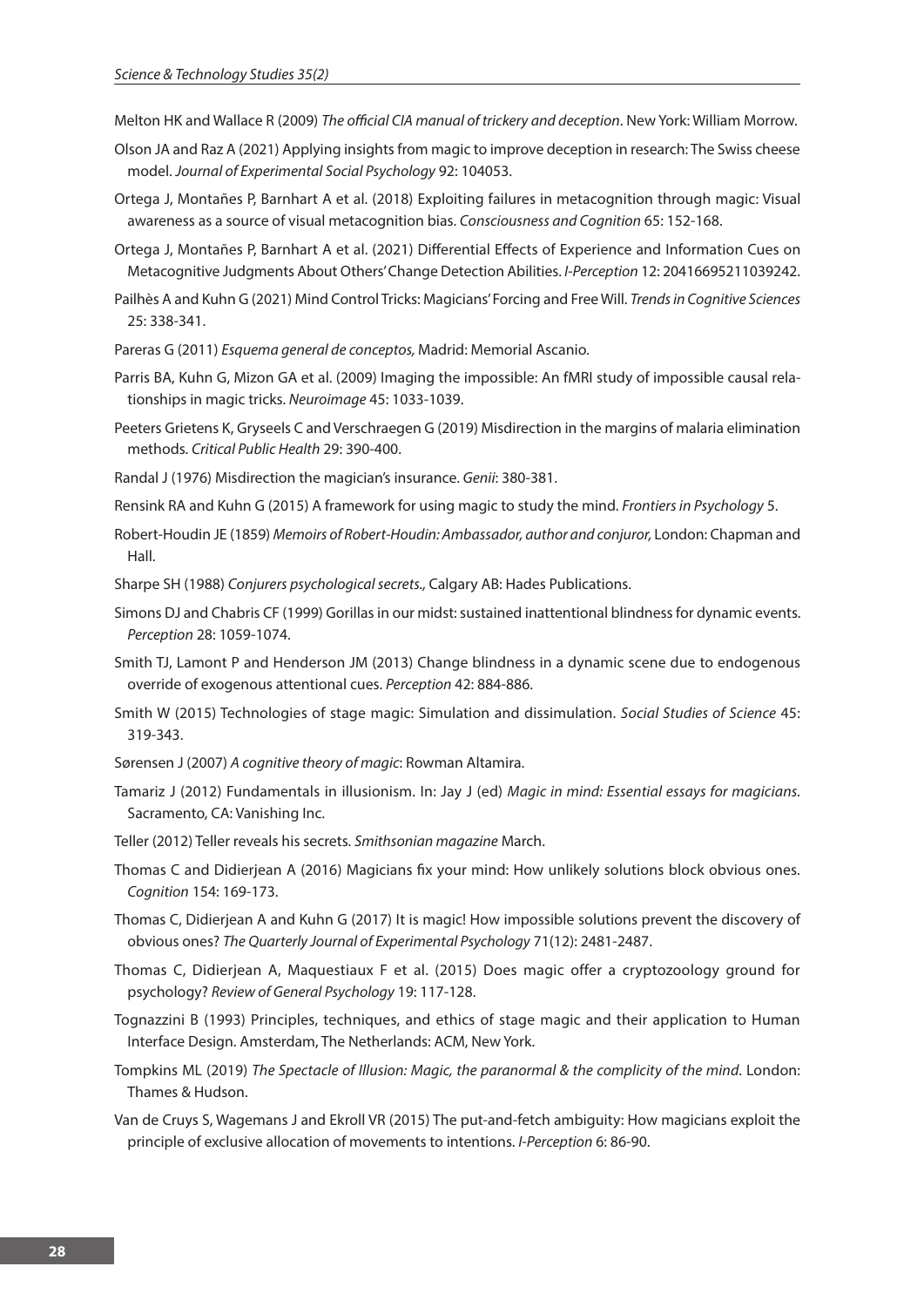Melton HK and Wallace R (2009) *The official CIA manual of trickery and deception*. New York: William Morrow.

Olson JA and Raz A (2021) Applying insights from magic to improve deception in research: The Swiss cheese model. *Journal of Experimental Social Psychology* 92: 104053.

Ortega J, Montañes P, Barnhart A et al. (2018) Exploiting failures in metacognition through magic: Visual awareness as a source of visual metacognition bias. *Consciousness and Cognition* 65: 152-168.

Ortega J, Montañes P, Barnhart A et al. (2021) Differential Effects of Experience and Information Cues on Metacognitive Judgments About Others' Change Detection Abilities. *I-Perception* 12: 20416695211039242.

Pailhès A and Kuhn G (2021) Mind Control Tricks: Magicians' Forcing and Free Will. *Trends in Cognitive Sciences* 25: 338-341.

Pareras G (2011) *Esquema general de conceptos,* Madrid: Memorial Ascanio.

Parris BA, Kuhn G, Mizon GA et al. (2009) Imaging the impossible: An fMRI study of impossible causal relationships in magic tricks. *Neuroimage* 45: 1033-1039.

Peeters Grietens K, Gryseels C and Verschraegen G (2019) Misdirection in the margins of malaria elimination methods. *Critical Public Health* 29: 390-400.

Randal J (1976) Misdirection the magician's insurance. *Genii*: 380-381.

Rensink RA and Kuhn G (2015) A framework for using magic to study the mind. *Frontiers in Psychology* 5.

Robert-Houdin JE (1859) *Memoirs of Robert-Houdin: Ambassador, author and conjuror,* London: Chapman and Hall.

Sharpe SH (1988) *Conjurers psychological secrets.,* Calgary AB: Hades Publications.

Simons DJ and Chabris CF (1999) Gorillas in our midst: sustained inattentional blindness for dynamic events. *Perception* 28: 1059-1074.

Smith TJ, Lamont P and Henderson JM (2013) Change blindness in a dynamic scene due to endogenous override of exogenous attentional cues. *Perception* 42: 884-886.

Smith W (2015) Technologies of stage magic: Simulation and dissimulation. *Social Studies of Science* 45: 319-343.

Sørensen J (2007) *A cognitive theory of magic*: Rowman Altamira.

Tamariz J (2012) Fundamentals in illusionism. In: Jay J (ed) *Magic in mind: Essential essays for magicians.* Sacramento, CA: Vanishing Inc.

Teller (2012) Teller reveals his secrets. *Smithsonian magazine* March.

Thomas C and Didierjean A (2016) Magicians fix your mind: How unlikely solutions block obvious ones. *Cognition* 154: 169-173.

Thomas C, Didierjean A and Kuhn G (2017) It is magic! How impossible solutions prevent the discovery of obvious ones? *The Quarterly Journal of Experimental Psychology* 71(12): 2481-2487.

Thomas C, Didierjean A, Maquestiaux F et al. (2015) Does magic offer a cryptozoology ground for psychology? *Review of General Psychology* 19: 117-128.

Tognazzini B (1993) Principles, techniques, and ethics of stage magic and their application to Human Interface Design. Amsterdam, The Netherlands: ACM, New York.

Tompkins ML (2019) *The Spectacle of Illusion: Magic, the paranormal & the complicity of the mind*. London: Thames & Hudson.

Van de Cruys S, Wagemans J and Ekroll VR (2015) The put-and-fetch ambiguity: How magicians exploit the principle of exclusive allocation of movements to intentions. *I-Perception* 6: 86-90.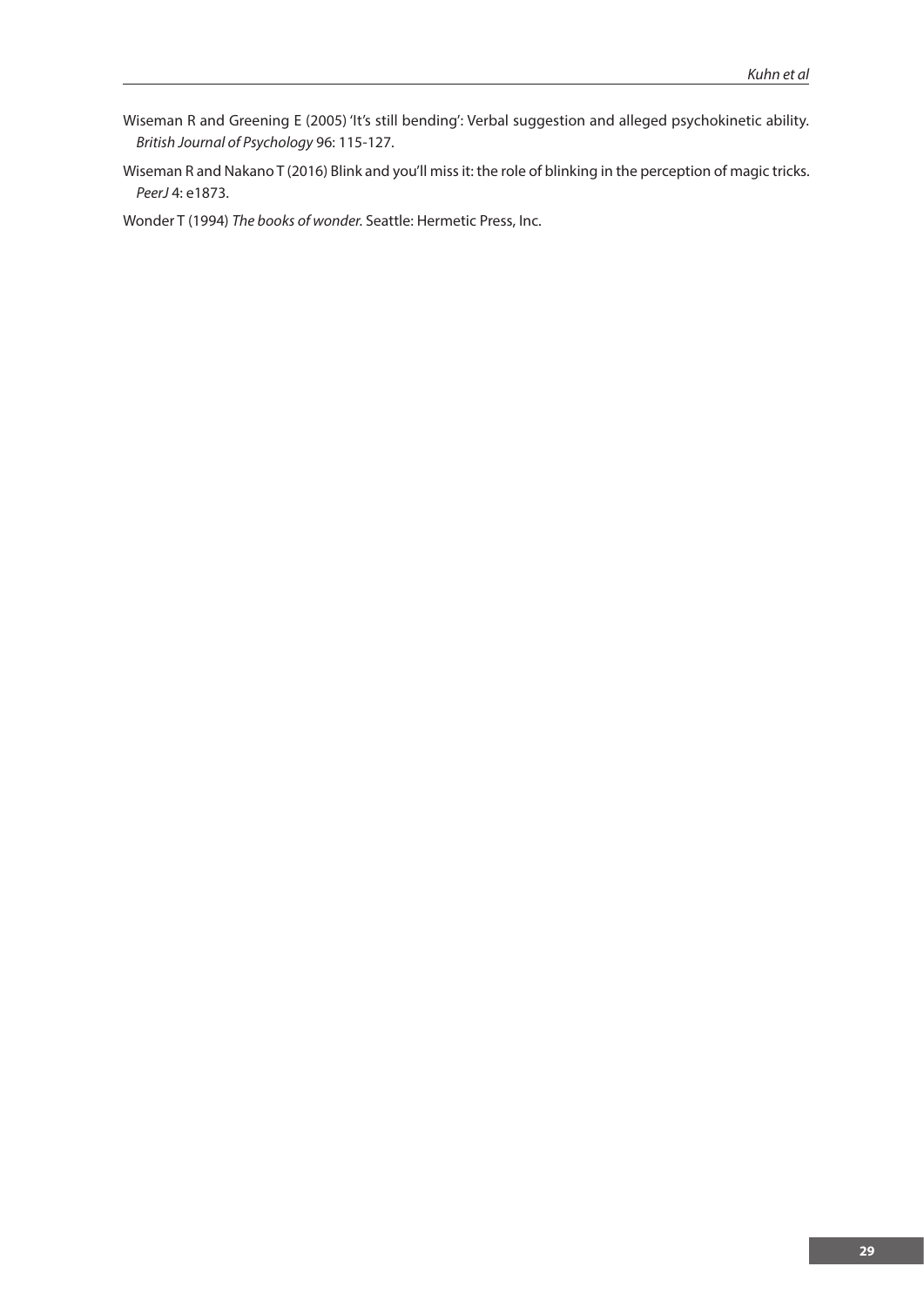Wiseman R and Greening E (2005) 'It's still bending': Verbal suggestion and alleged psychokinetic ability. *British Journal of Psychology* 96: 115-127.

Wiseman R and Nakano T (2016) Blink and you'll miss it: the role of blinking in the perception of magic tricks. *PeerJ* 4: e1873.

Wonder T (1994) *The books of wonder.* Seattle: Hermetic Press, Inc.